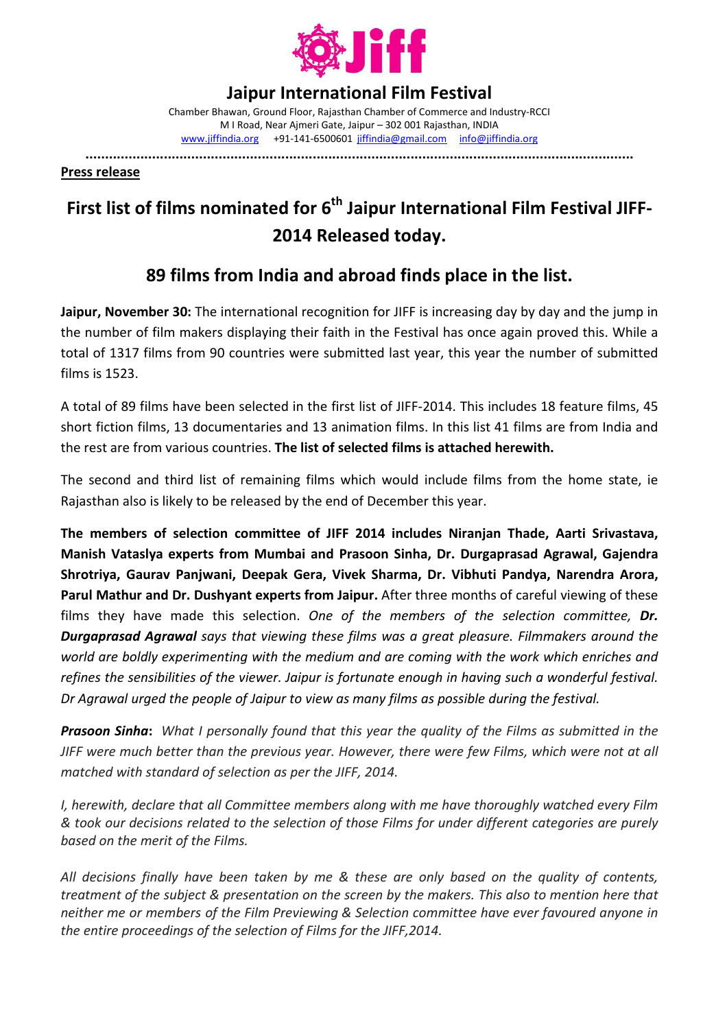# Jaipur International Film Festival

Chamber Bhawan, Ground Floor, Rajasthan Chamber of Commerce and Industry-RCCI
M I Road, Near Ajmeri Gate, Jaipur – 302 001 Rajasthan, INDIA
www.jiffindia.org +91-141-6500601 jiffindia@gmail.com info@jiffindia.org

**Press release**

## First list of films nominated for 6th Jaipur International Film Festival JIFF-2014 Released today.

## 89 films from India and abroad finds place in the list.

**Jaipur, November 30:** The international recognition for JIFF is increasing day by day and the jump in the number of film makers displaying their faith in the Festival has once again proved this. While a total of 1317 films from 90 countries were submitted last year, this year the number of submitted films is 1523.

A total of 89 films have been selected in the first list of JIFF-2014. This includes 18 feature films, 45 short fiction films, 13 documentaries and 13 animation films. In this list 41 films are from India and the rest are from various countries. **The list of selected films is attached herewith.**

The second and third list of remaining films which would include films from the home state, ie Rajasthan also is likely to be released by the end of December this year.

**The members of selection committee of JIFF 2014 includes Niranjan Thade, Aarti Srivastava, Manish Vataslya experts from Mumbai and Prasoon Sinha, Dr. Durgaprasad Agrawal, Gajendra Shrotriya, Gaurav Panjwani, Deepak Gera, Vivek Sharma, Dr. Vibhuti Pandya, Narendra Arora, Parul Mathur and Dr. Dushyant experts from Jaipur.** After three months of careful viewing of these films they have made this selection. *One of the members of the selection committee, **Dr. Durgaprasad Agrawal** says that viewing these films was a great pleasure. Filmmakers around the world are boldly experimenting with the medium and are coming with the work which enriches and refines the sensibilities of the viewer. Jaipur is fortunate enough in having such a wonderful festival. Dr Agrawal urged the people of Jaipur to view as many films as possible during the festival.*

***Prasoon Sinha*:** *What I personally found that this year the quality of the Films as submitted in the JIFF were much better than the previous year. However, there were few Films, which were not at all matched with standard of selection as per the JIFF, 2014.*

*I, herewith, declare that all Committee members along with me have thoroughly watched every Film & took our decisions related to the selection of those Films for under different categories are purely based on the merit of the Films.*

*All decisions finally have been taken by me & these are only based on the quality of contents, treatment of the subject & presentation on the screen by the makers. This also to mention here that neither me or members of the Film Previewing & Selection committee have ever favoured anyone in the entire proceedings of the selection of Films for the JIFF,2014.*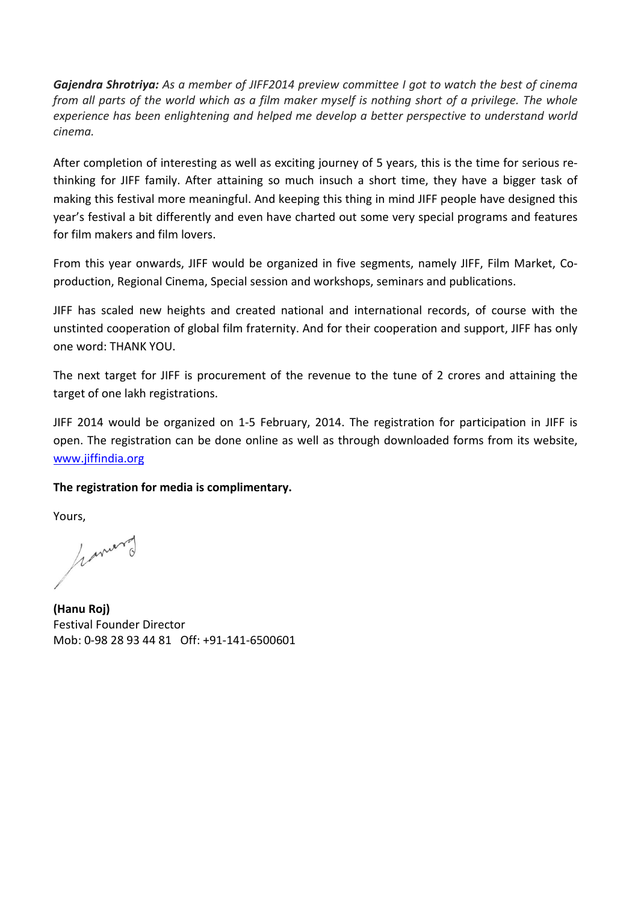***Gajendra Shrotriya:*** *As a member of JIFF2014 preview committee I got to watch the best of cinema from all parts of the world which as a film maker myself is nothing short of a privilege. The whole experience has been enlightening and helped me develop a better perspective to understand world cinema.*

After completion of interesting as well as exciting journey of 5 years, this is the time for serious re-thinking for JIFF family. After attaining so much insuch a short time, they have a bigger task of making this festival more meaningful. And keeping this thing in mind JIFF people have designed this year's festival a bit differently and even have charted out some very special programs and features for film makers and film lovers.

From this year onwards, JIFF would be organized in five segments, namely JIFF, Film Market, Co-production, Regional Cinema, Special session and workshops, seminars and publications.

JIFF has scaled new heights and created national and international records, of course with the unstinted cooperation of global film fraternity. And for their cooperation and support, JIFF has only one word: THANK YOU.

The next target for JIFF is procurement of the revenue to the tune of 2 crores and attaining the target of one lakh registrations.

JIFF 2014 would be organized on 1-5 February, 2014. The registration for participation in JIFF is open. The registration can be done online as well as through downloaded forms from its website, www.jiffindia.org

**The registration for media is complimentary.**

Yours,

**(Hanu Roj)**
Festival Founder Director
Mob: 0-98 28 93 44 81 Off: +91-141-6500601